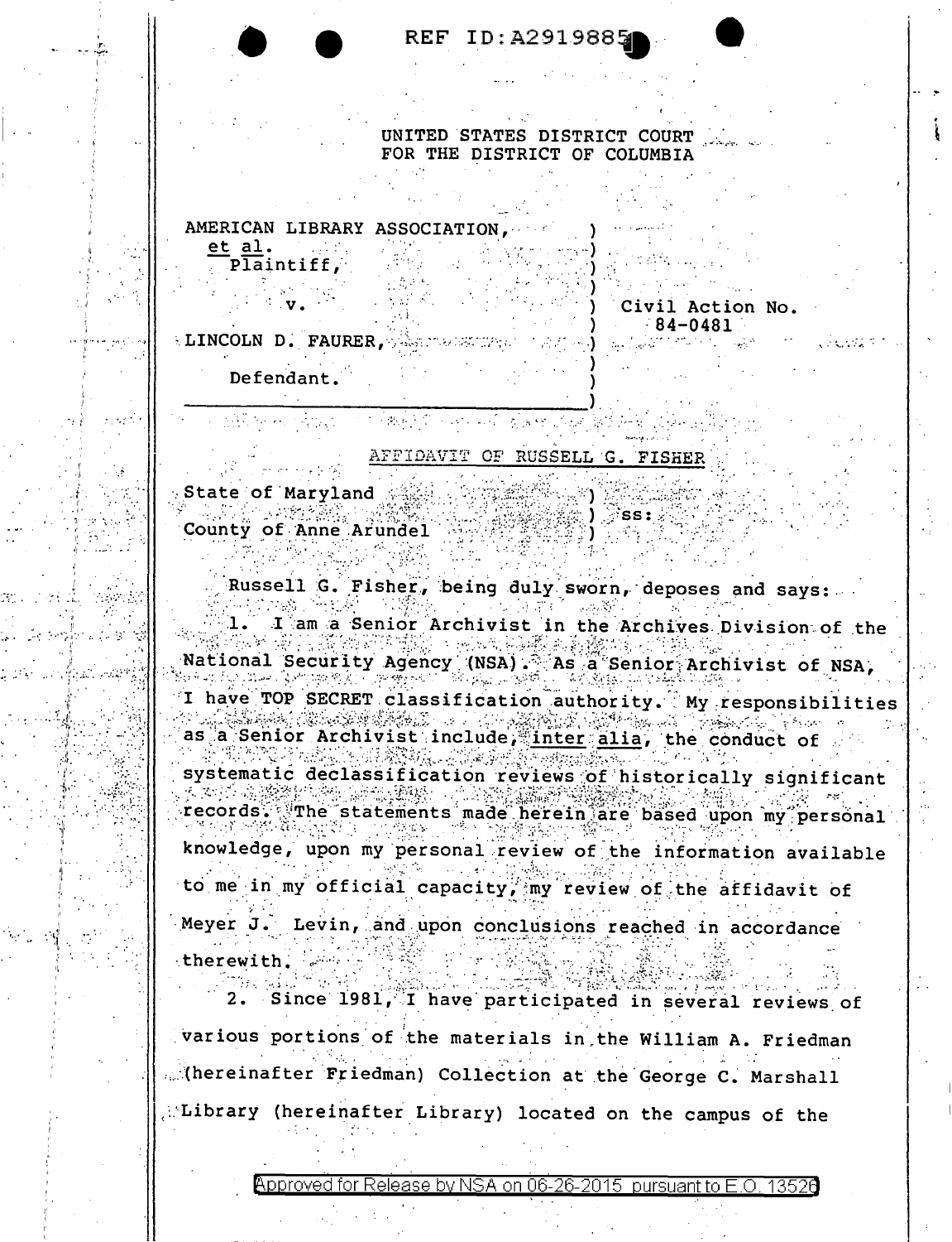REF ID:A2919885

UNITED STATES DISTRICT COURT
FOR THE DISTRICT OF COLUMBIA

| | | |
|---|---|---|
| AMERICAN LIBRARY ASSOCIATION, *et al.* Plaintiff, | ) | |
| v. | ) | Civil Action No. 84-0481 |
| LINCOLN D. FAURER, | ) | |
| Defendant. | ) | |

AFFIDAVIT OF RUSSELL G. FISHER

State of Maryland )
) ss:
County of Anne Arundel )

Russell G. Fisher, being duly sworn, deposes and says:

1. I am a Senior Archivist in the Archives Division of the National Security Agency (NSA). As a Senior Archivist of NSA, I have TOP SECRET classification authority. My responsibilities as a Senior Archivist include, *inter alia*, the conduct of systematic declassification reviews of historically significant records. The statements made herein are based upon my personal knowledge, upon my personal review of the information available to me in my official capacity, my review of the affidavit of Meyer J. Levin, and upon conclusions reached in accordance therewith.

2. Since 1981, I have participated in several reviews of various portions of the materials in the William A. Friedman (hereinafter Friedman) Collection at the George C. Marshall Library (hereinafter Library) located on the campus of the

Approved for Release by NSA on 06-26-2015 pursuant to E.O. 13526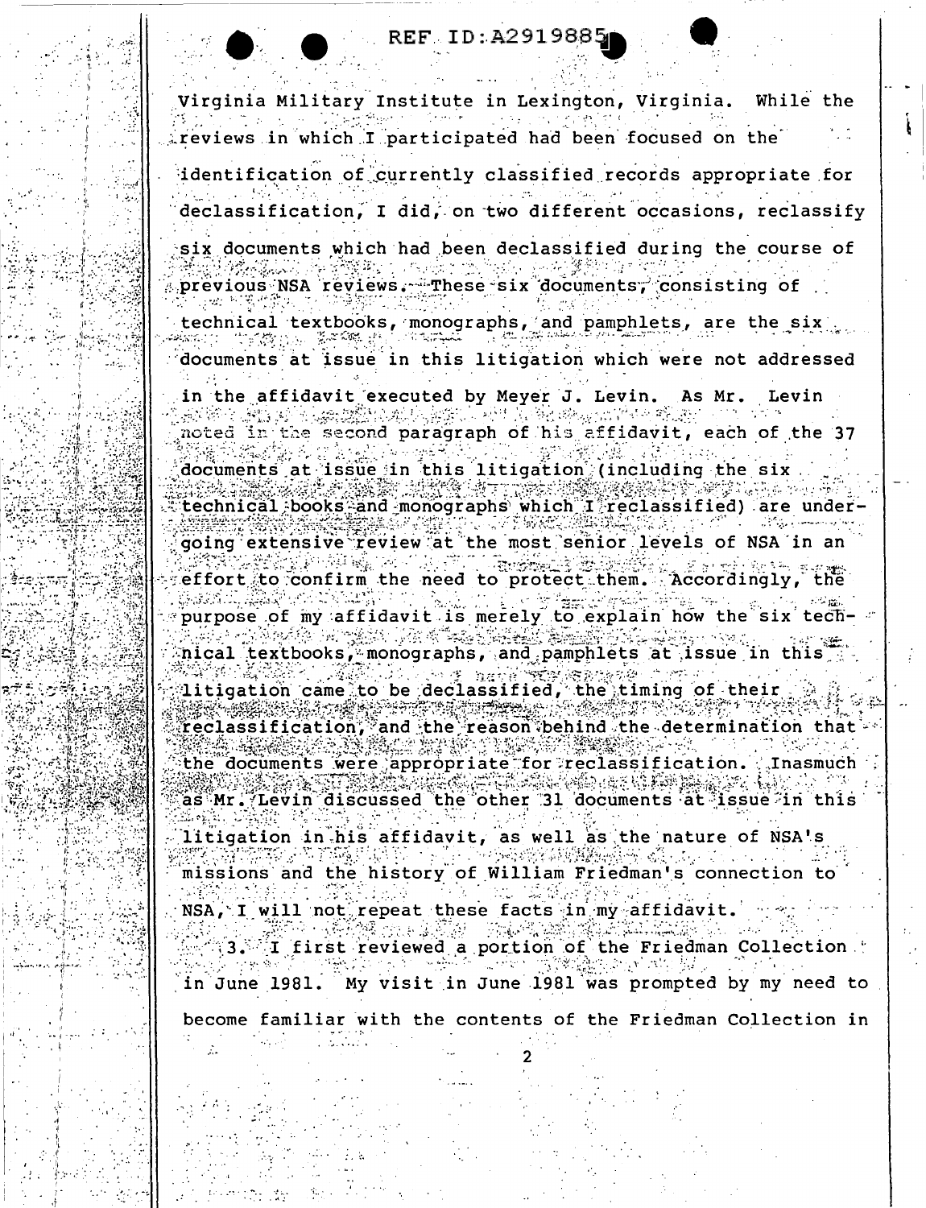Virginia Military Institute in Lexington, Virginia. While the reviews in which I participated had been focused on the identification of currently classified records appropriate for declassification, I did, on two different occasions, reclassify six documents which had been declassified during the course of previous NSA reviews. These six documents, consisting of technical textbooks, monographs, and pamphlets, are the six documents at issue in this litigation which were not addressed in the affidavit executed by Meyer J. Levin. As Mr. Levin noted in the second paragraph of his affidavit, each of the 37 documents at issue in this litigation (including the six technical books and monographs which I reclassified) are undergoing extensive review at the most senior levels of NSA in an effort to confirm the need to protect them. Accordingly, the purpose of my affidavit is merely to explain how the six technical textbooks, monographs, and pamphlets at issue in this litigation came to be declassified, the timing of their reclassification, and the reason behind the determination that the documents were appropriate for reclassification. Inasmuch as Mr. Levin discussed the other 31 documents at issue in this litigation in his affidavit, as well as the nature of NSA's missions and the history of William Friedman's connection to NSA, I will not repeat these facts in my affidavit.

3. I first reviewed a portion of the Friedman Collection in June 1981. My visit in June 1981 was prompted by my need to become familiar with the contents of the Friedman Collection in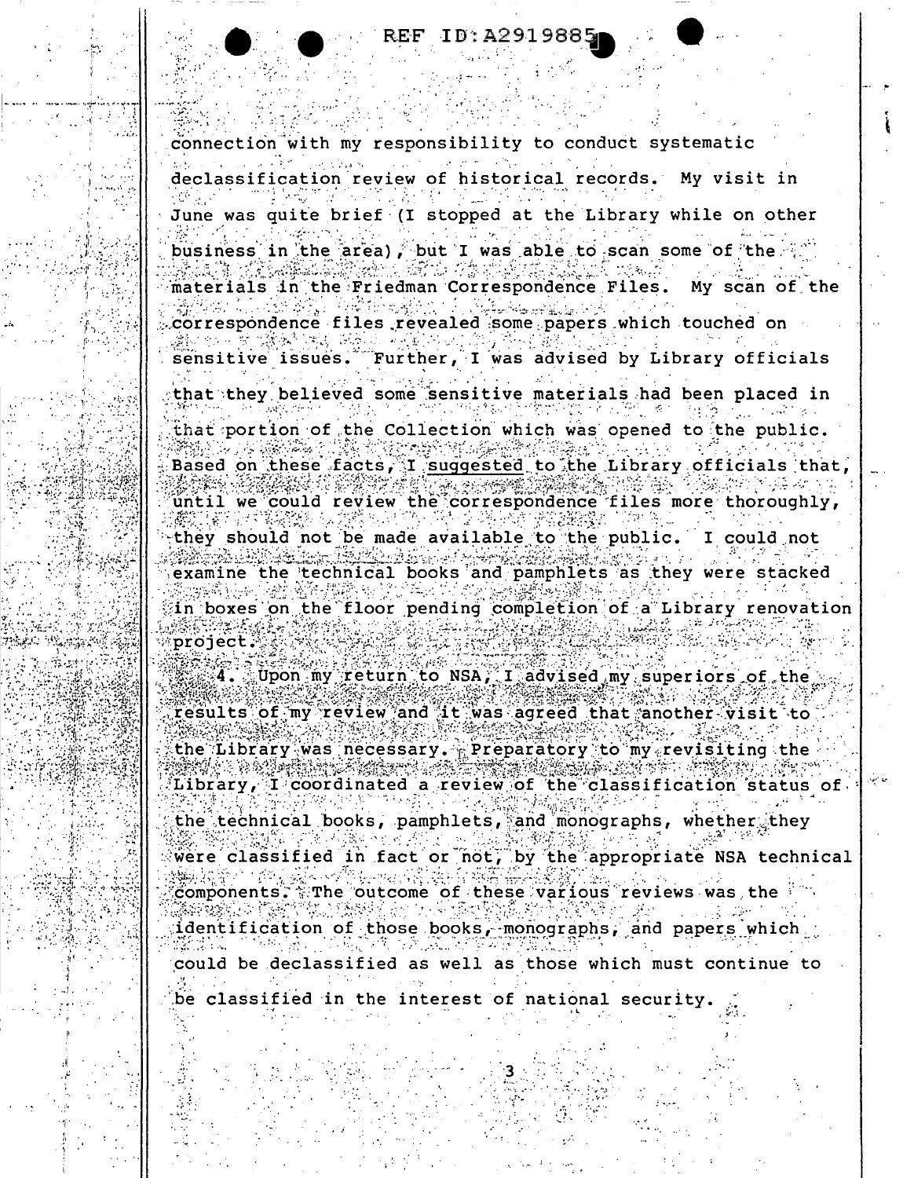connection with my responsibility to conduct systematic declassification review of historical records. My visit in June was quite brief (I stopped at the Library while on other business in the area), but I was able to scan some of the materials in the Friedman Correspondence Files. My scan of the correspondence files revealed some papers which touched on sensitive issues. Further, I was advised by Library officials that they believed some sensitive materials had been placed in that portion of the Collection which was opened to the public. Based on these facts, I suggested to the Library officials that, until we could review the correspondence files more thoroughly, they should not be made available to the public. I could not examine the technical books and pamphlets as they were stacked in boxes on the floor pending completion of a Library renovation project.

4. Upon my return to NSA, I advised my superiors of the results of my review and it was agreed that another visit to the Library was necessary. Preparatory to my revisiting the Library, I coordinated a review of the classification status of the technical books, pamphlets, and monographs, whether they were classified in fact or not, by the appropriate NSA technical components. The outcome of these various reviews was the identification of those books, monographs, and papers which could be declassified as well as those which must continue to be classified in the interest of national security.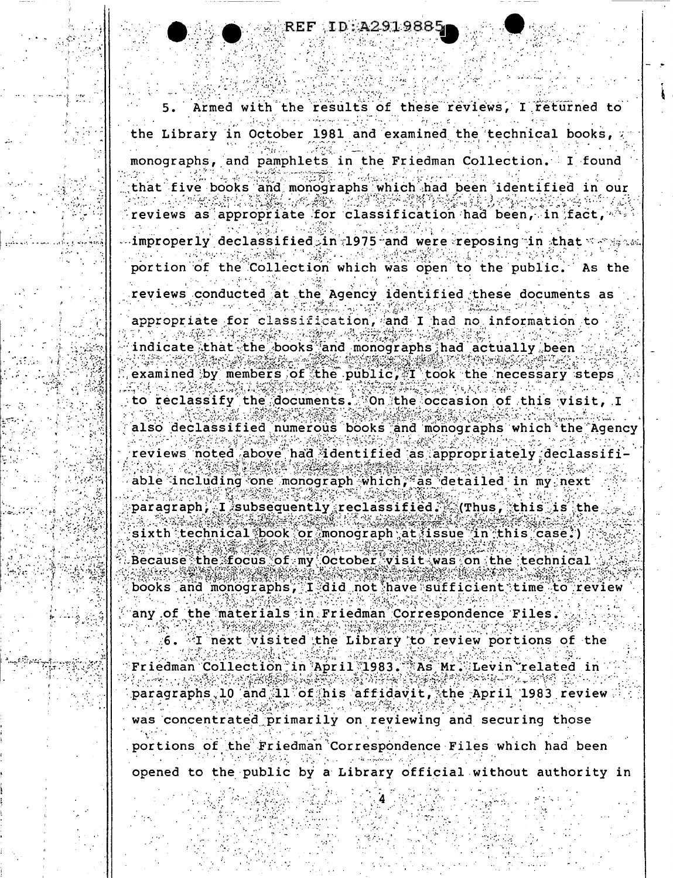5. Armed with the results of these reviews, I returned to the Library in October 1981 and examined the technical books, monographs, and pamphlets in the Friedman Collection. I found that five books and monographs which had been identified in our reviews as appropriate for classification had been, in fact, improperly declassified in 1975 and were reposing in that portion of the Collection which was open to the public. As the reviews conducted at the Agency identified these documents as appropriate for classification, and I had no information to indicate that the books and monographs had actually been examined by members of the public, I took the necessary steps to reclassify the documents. On the occasion of this visit, I also declassified numerous books and monographs which the Agency reviews noted above had identified as appropriately declassifiable including one monograph which, as detailed in my next paragraph, I subsequently reclassified. (Thus, this is the sixth technical book or monograph at issue in this case.) Because the focus of my October visit was on the technical books and monographs, I did not have sufficient time to review any of the materials in Friedman Correspondence Files.

6. I next visited the Library to review portions of the Friedman Collection in April 1983. As Mr. Levin related in paragraphs 10 and 11 of his affidavit, the April 1983 review was concentrated primarily on reviewing and securing those portions of the Friedman Correspondence Files which had been opened to the public by a Library official without authority in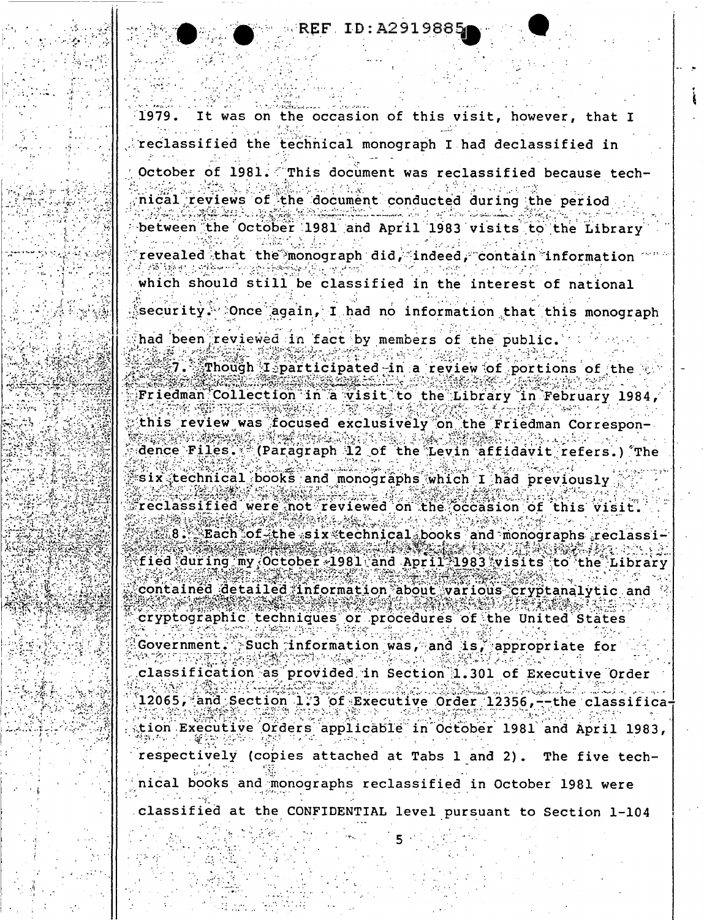1979. It was on the occasion of this visit, however, that I reclassified the technical monograph I had declassified in October of 1981. This document was reclassified because technical reviews of the document conducted during the period between the October 1981 and April 1983 visits to the Library revealed that the monograph did, indeed, contain information which should still be classified in the interest of national security. Once again, I had no information that this monograph had been reviewed in fact by members of the public.

7. Though I participated in a review of portions of the Friedman Collection in a visit to the Library in February 1984, this review was focused exclusively on the Friedman Correspondence Files. (Paragraph 12 of the Levin affidavit refers.) The six technical books and monographs which I had previously reclassified were not reviewed on the occasion of this visit.

8. Each of the six technical books and monographs reclassified during my October 1981 and April 1983 visits to the Library contained detailed information about various cryptanalytic and cryptographic techniques or procedures of the United States Government. Such information was, and is, appropriate for classification as provided in Section 1.301 of Executive Order 12065, and Section 1.3 of Executive Order 12356,--the classification Executive Orders applicable in October 1981 and April 1983, respectively (copies attached at Tabs 1 and 2). The five technical books and monographs reclassified in October 1981 were classified at the CONFIDENTIAL level pursuant to Section 1-104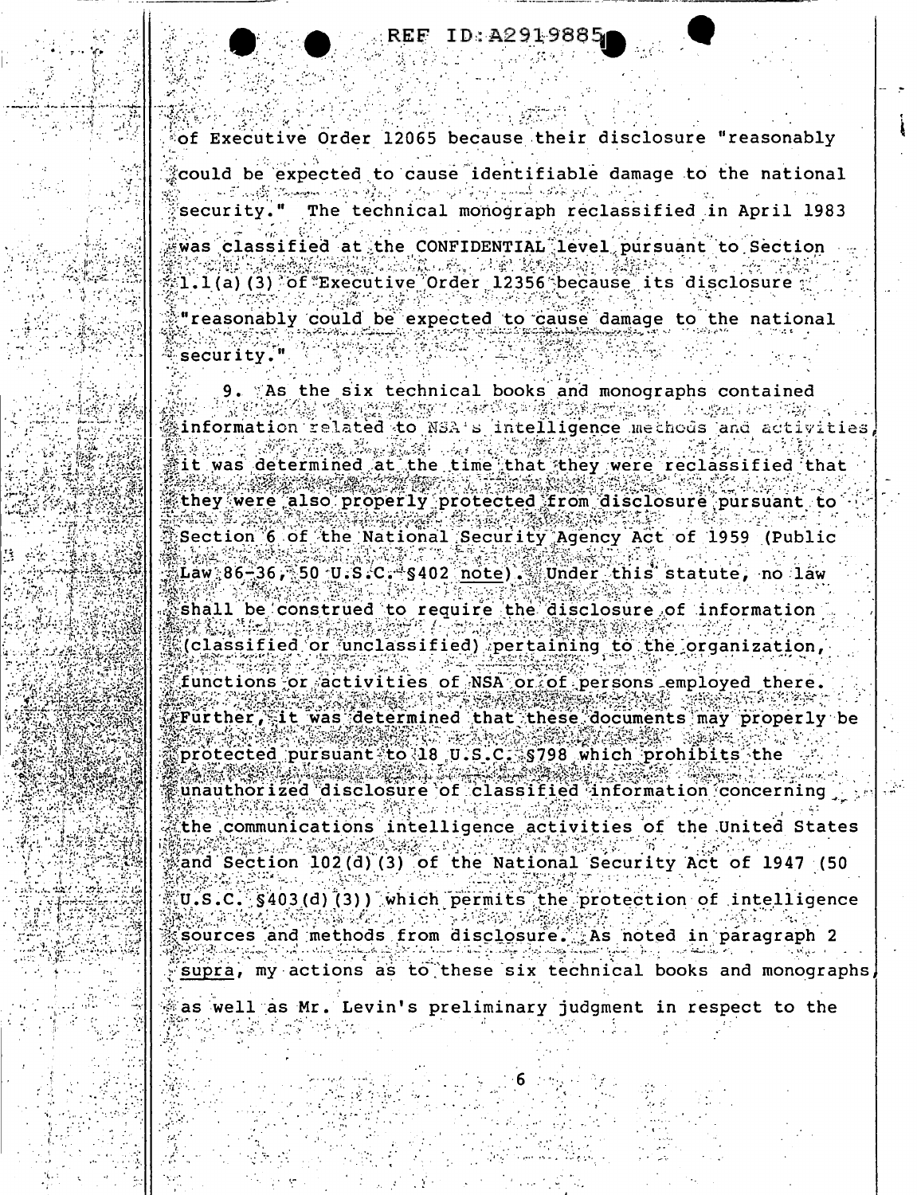of Executive Order 12065 because their disclosure "reasonably could be expected to cause identifiable damage to the national security." The technical monograph reclassified in April 1983 was classified at the CONFIDENTIAL level pursuant to Section 1.1(a)(3) of Executive Order 12356 because its disclosure "reasonably could be expected to cause damage to the national security."

9. As the six technical books and monographs contained information related to NSA's intelligence methods and activities, it was determined at the time that they were reclassified that they were also properly protected from disclosure pursuant to Section 6 of the National Security Agency Act of 1959 (Public Law 86-36, 50 U.S.C. §402 note). Under this statute, no law shall be construed to require the disclosure of information (classified or unclassified) pertaining to the organization, functions or activities of NSA or of persons employed there. Further, it was determined that these documents may properly be protected pursuant to 18 U.S.C. §798 which prohibits the unauthorized disclosure of classified information concerning the communications intelligence activities of the United States and Section 102(d)(3) of the National Security Act of 1947 (50 U.S.C. §403(d)(3)) which permits the protection of intelligence sources and methods from disclosure. As noted in paragraph 2 supra, my actions as to these six technical books and monographs, as well as Mr. Levin's preliminary judgment in respect to the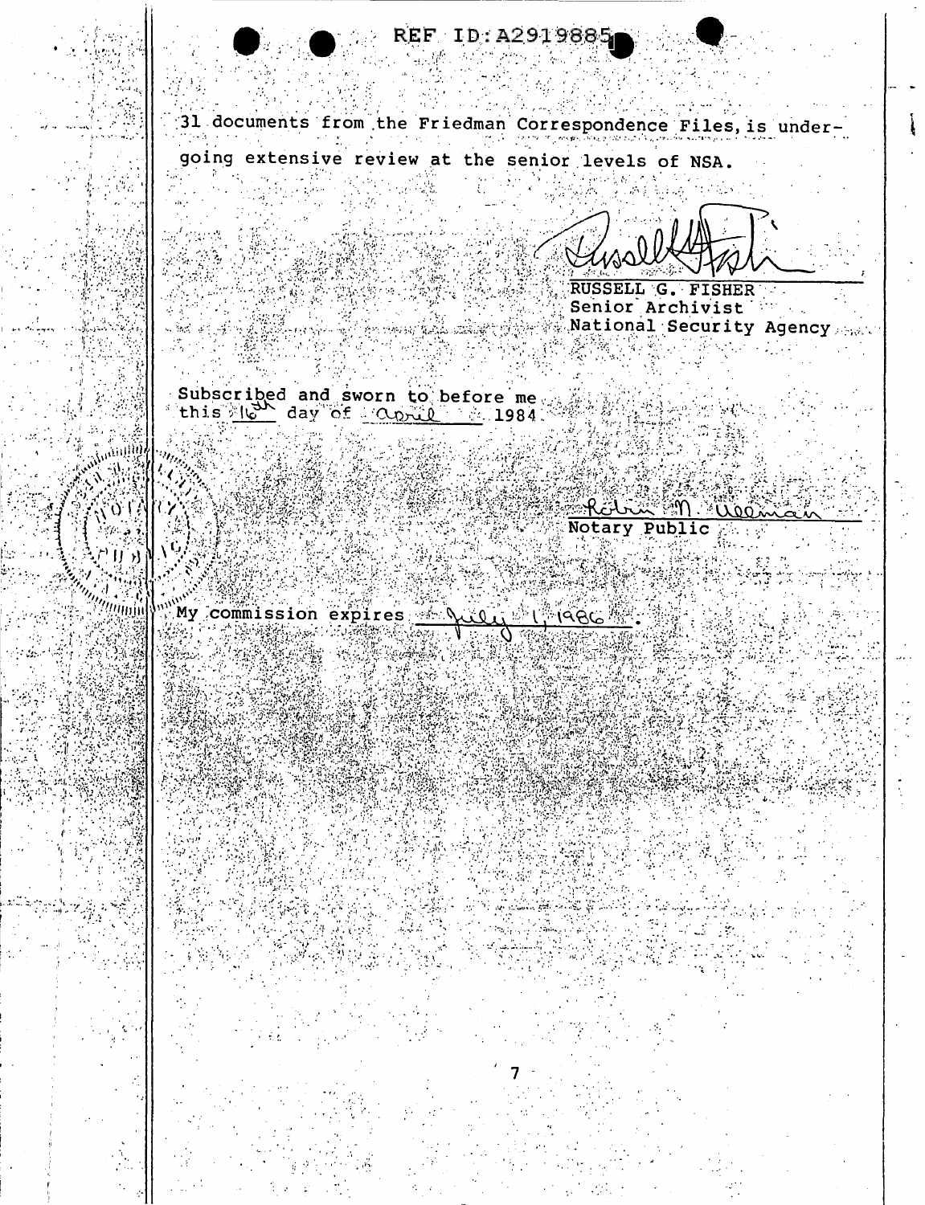REF ID:A2919885

31 documents from the Friedman Correspondence Files, is undergoing extensive review at the senior levels of NSA.

RUSSELL G. FISHER
Senior Archivist
National Security Agency

Subscribed and sworn to before me
this 16th day of April 1984.

Robin M. Weeman
Notary Public

My commission expires July 1, 1986.